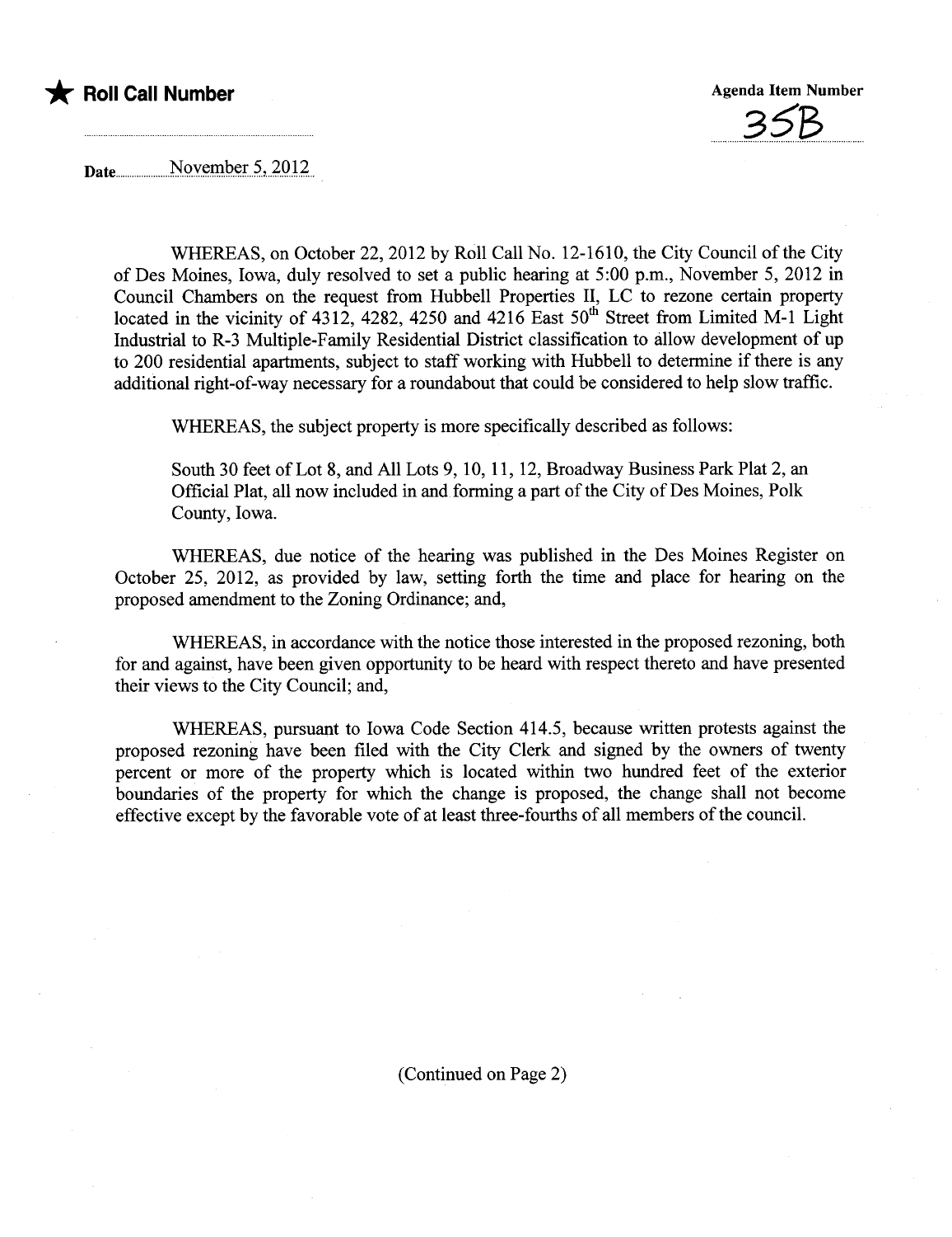★ **Roll Call Number**

**Agenda Item Number**

35B

Date November 5, 2012

WHEREAS, on October 22, 2012 by Roll Call No. 12-1610, the City Council of the City of Des Moines, Iowa, duly resolved to set a public hearing at 5:00 p.m., November 5, 2012 in Council Chambers on the request from Hubbell Properties II, LC to rezone certain property located in the vicinity of 4312, 4282, 4250 and 4216 East 50th Street from Limited M-1 Light Industrial to R-3 Multiple-Family Residential District classification to allow development of up to 200 residential apartments, subject to staff working with Hubbell to determine if there is any additional right-of-way necessary for a roundabout that could be considered to help slow traffic.

WHEREAS, the subject property is more specifically described as follows:

South 30 feet of Lot 8, and All Lots 9, 10, 11, 12, Broadway Business Park Plat 2, an Official Plat, all now included in and forming a part of the City of Des Moines, Polk County, Iowa.

WHEREAS, due notice of the hearing was published in the Des Moines Register on October 25, 2012, as provided by law, setting forth the time and place for hearing on the proposed amendment to the Zoning Ordinance; and,

WHEREAS, in accordance with the notice those interested in the proposed rezoning, both for and against, have been given opportunity to be heard with respect thereto and have presented their views to the City Council; and,

WHEREAS, pursuant to Iowa Code Section 414.5, because written protests against the proposed rezoning have been filed with the City Clerk and signed by the owners of twenty percent or more of the property which is located within two hundred feet of the exterior boundaries of the property for which the change is proposed, the change shall not become effective except by the favorable vote of at least three-fourths of all members of the council.

(Continued on Page 2)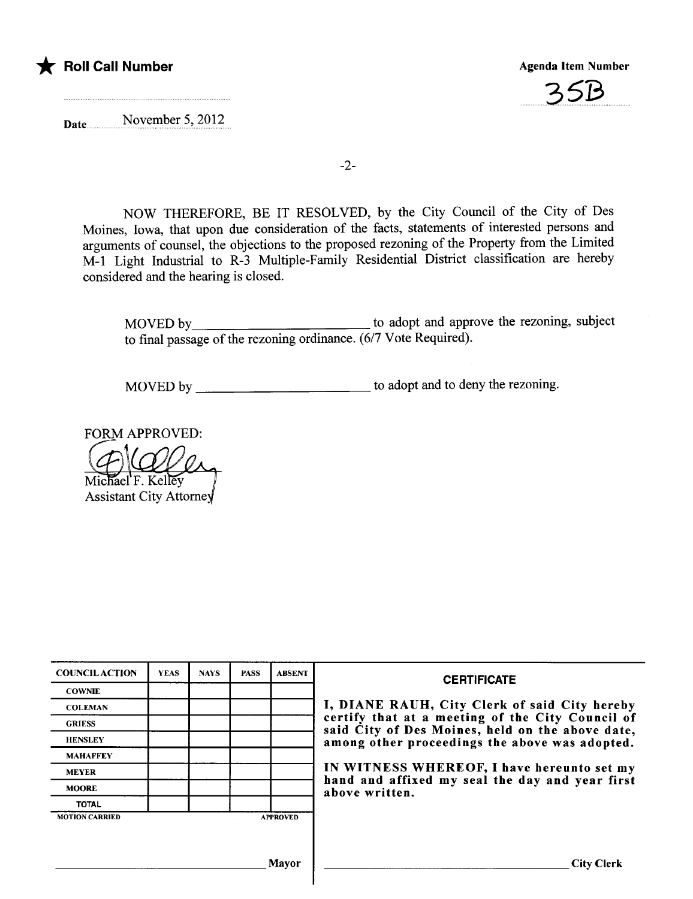★ **Roll Call Number**

**Agenda Item Number**

35B

Date November 5, 2012

NOW THEREFORE, BE IT RESOLVED, by the City Council of the City of Des Moines, Iowa, that upon due consideration of the facts, statements of interested persons and arguments of counsel, the objections to the proposed rezoning of the Property from the Limited M-1 Light Industrial to R-3 Multiple-Family Residential District classification are hereby considered and the hearing is closed.

MOVED by________________________ to adopt and approve the rezoning, subject to final passage of the rezoning ordinance. (6/7 Vote Required).

MOVED by ________________________ to adopt and to deny the rezoning.

FORM APPROVED:

Michael F. Kelley
Assistant City Attorney

| COUNCIL ACTION | YEAS | NAYS | PASS | ABSENT |
|---|---|---|---|---|
| COWNIE | | | | |
| COLEMAN | | | | |
| GRIESS | | | | |
| HENSLEY | | | | |
| MAHAFFEY | | | | |
| MEYER | | | | |
| MOORE | | | | |
| TOTAL | | | | |
| MOTION CARRIED | | | | APPROVED |

______________________________ Mayor

**CERTIFICATE**

**I, DIANE RAUH, City Clerk of said City hereby certify that at a meeting of the City Council of said City of Des Moines, held on the above date, among other proceedings the above was adopted.**

**IN WITNESS WHEREOF, I have hereunto set my hand and affixed my seal the day and year first above written.**

______________________________ City Clerk